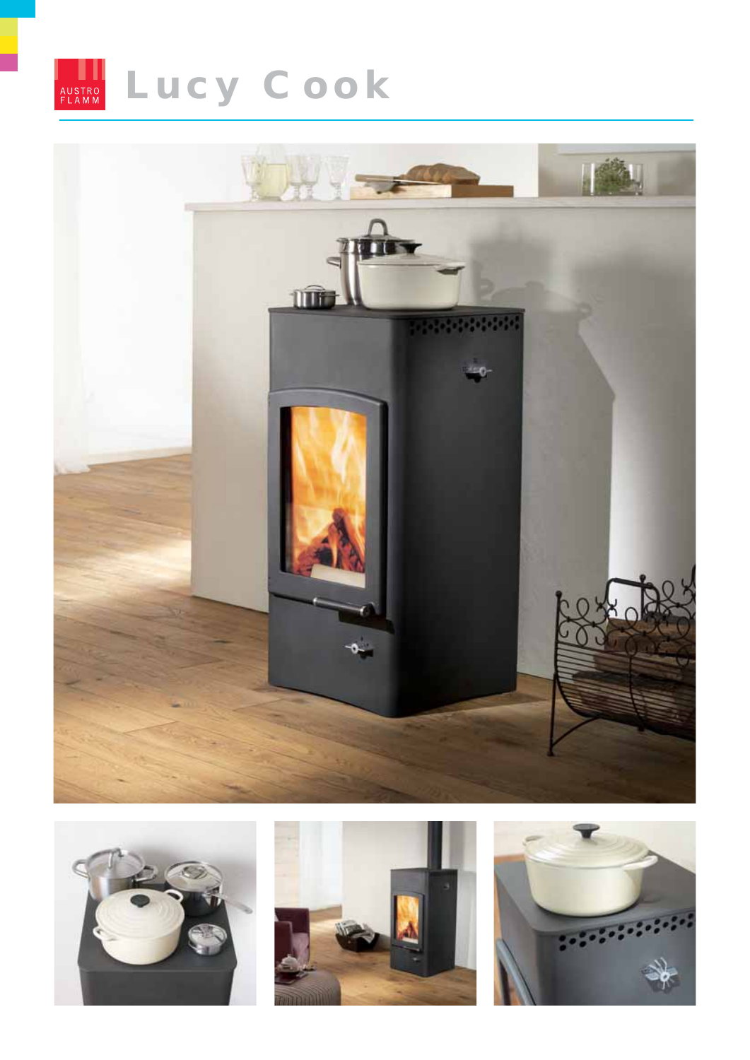# Lucy Cook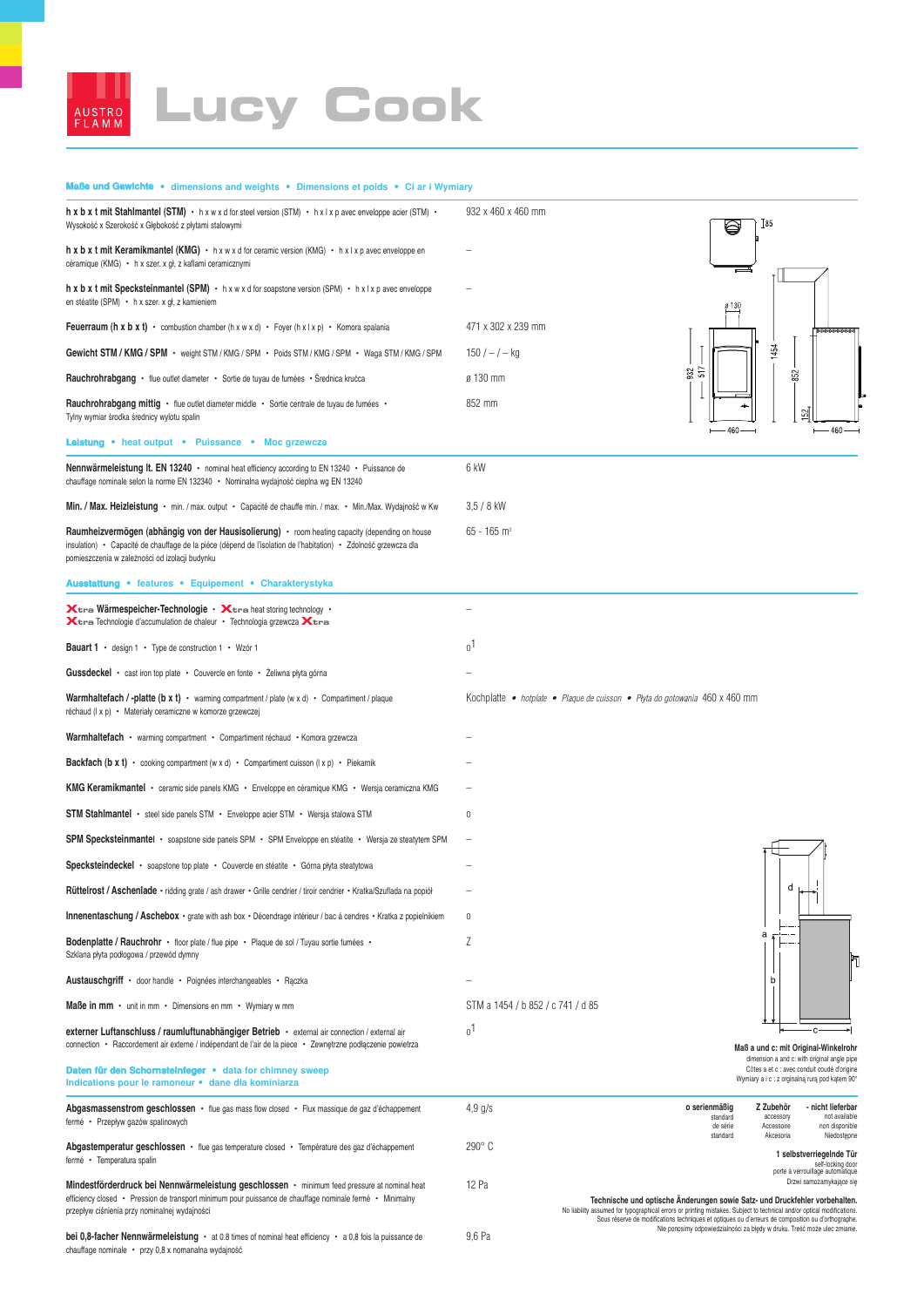# Lucy Cook

AUSTRO FLAMM

## Maße und Gewichte • dimensions and weights • Dimensions et poids • Ci ar i Wymiary

| | |
|---|---|
| **h x b x t mit Stahlmantel (STM)** • h x w x d for steel version (STM) • h x l x p avec enveloppe acier (STM) • Wysokość x Szerokość x Głębokość z płytami stalowymi | 932 x 460 x 460 mm |
| **h x b x t mit Keramikmantel (KMG)** • h x w x d for ceramic version (KMG) • h x l x p avec enveloppe en céramique (KMG) • h x szer. x gł. z kaflami ceramicznymi | – |
| **h x b x t mit Specksteinmantel (SPM)** • h x w x d for soapstone version (SPM) • h x l x p avec enveloppe en stéatite (SPM) • h x szer. x gł. z kamieniem | – |
| **Feuerraum (h x b x t)** • combustion chamber (h x w x d) • Foyer (h x l x p) • Komora spalania | 471 x 302 x 239 mm |
| **Gewicht STM / KMG / SPM** • weight STM / KMG / SPM • Poids STM / KMG / SPM • Waga STM / KMG / SPM | 150 / – / – kg |
| **Rauchrohrabgang** • flue outlet diameter • Sortie de tuyau de fumées • Średnica krućca | ø 130 mm |
| **Rauchrohrabgang mittig** • flue outlet diameter middle • Sortie centrale de tuyau de fumées • Tylny wymiar środka średnicy wylotu spalin | 852 mm |

85
ø 130
932
517
1454
852
152
460
460

## Leistung • heat output • Puissance • Moc grzewcza

| | |
|---|---|
| **Nennwärmeleistung lt. EN 13240** • nominal heat efficiency according to EN 13240 • Puissance de chauffage nominale selon la norme EN 132340 • Nominalna wydajność cieplna wg EN 13240 | 6 kW |
| **Min. / Max. Heizleistung** • min. / max. output • Capacité de chauffe min. / max. • Min./Max. Wydajność w Kw | 3,5 / 8 kW |
| **Raumheizvermögen (abhängig von der Hausisolierung)** • room heating capacity (depending on house insulation) • Capacité de chauffage de la pièce (dépend de l'isolation de l'habitation) • Zdolność grzewcza dla pomieszczenia w zależności od izolacji budynku | 65 - 165 m³ |

## Ausstattung • features • Equipement • Charakterystyka

| | |
|---|---|
| **Xtra Wärmespeicher-Technologie** • Xtra heat storing technology • Xtra Technologie d'accumulation de chaleur • Technologia grzewcza Xtra | – |
| **Bauart 1** • design 1 • Type de construction 1 • Wzór 1 | o[1] |
| **Gussdeckel** • cast iron top plate • Couvercle en fonte • Żeliwna płyta górna | – |
| **Warmhaltefach / -platte (b x t)** • warming compartment / plate (w x d) • Compartiment / plaque réchaud (l x p) • Materiały ceramiczne w komorze grzewczej | Kochplatte • *hotplate* • *Plaque de cuisson* • *Płyta do gotowania* 460 x 460 mm |
| **Warmhaltefach** • warming compartment • Compartiment réchaud • Komora grzewcza | – |
| **Backfach (b x t)** • cooking compartment (w x d) • Compartiment cuisson (l x p) • Piekarnik | – |
| **KMG Keramikmantel** • ceramic side panels KMG • Enveloppe en céramique KMG • Wersja ceramiczna KMG | – |
| **STM Stahlmantel** • steel side panels STM • Enveloppe acier STM • Wersja stalowa STM | o |
| **SPM Specksteinmantel** • soapstone side panels SPM • SPM Enveloppe en stéatite • Wersja ze steatytem SPM | – |
| **Specksteindeckel** • soapstone top plate • Couvercle en stéatite • Górna płyta steatytowa | – |
| **Rüttelrost / Aschenlade** • ridding grate / ash drawer • Grille cendrier / tiroir cendrier • Kratka/Szufl ada na popiół | – |
| **Innenentaschung / Aschebox** • grate with ash box • Décendrage intérieur / bac à cendres • Kratka z popielnikiem | o |
| **Bodenplatte / Rauchrohr** • floor plate / flue pipe • Plaque de sol / Tuyau sortie fumées • Szklana płyta podłogowa / przewód dymny | Z |
| **Austauschgriff** • door handle • Poignées interchangeables • Rączka | – |
| **Maße in mm** • unit in mm • Dimensions en mm • Wymiary w mm | STM a 1454 / b 852 / c 741 / d 85 |
| **externer Luftanschluss / raumluftunabhängiger Betrieb** • external air connection / external air connection • Raccordement air externe / indépendant de l'air de la pièce • Zewnętrzne podłączenie powietrza | o[1] |

a
b
c
d

**Maß a und c: mit Original-Winkelrohr**
dimension a and c: with original angle pipe
Côtes a et c : avec conduit coudé d'origine
Wymiary a i c : z orginalną rurą pod kątem 90°

## Daten für den Schornsteinfeger • data for chimney sweep • Indications pour le ramoneur • dane dla kominiarza

| | |
|---|---|
| **Abgasmassenstrom geschlossen** • flue gas mass flow closed • Flux massique de gaz d'échappement fermé • Przepływ gazów spalinowych | 4,9 g/s |
| **Abgastemperatur geschlossen** • flue gas temperature closed • Température des gaz d'échappement fermé • Temperatura spalin | 290° C |
| **Mindestförderdruck bei Nennwärmeleistung geschlossen** • minimum feed pressure at nominal heat efficiency closed • Pression de transport minimum pour puissance de chauffage nominale fermé • Minimalny przepływ ciśnienia przy nominalnej wydajności | 12 Pa |
| **bei 0,8-facher Nennwärmeleistung** • at 0.8 times of nominal heat efficiency • a 0,8 fois la puissance de chauffage nominale • przy 0,8 x nomanalna wydajność | 9,6 Pa |

| | | |
|---|---|---|
| **o serienmäßig** standard de série standard | **Z Zubehör** accessory Accessoire Akcesoria | **- nicht lieferbar** not available non disponible Niedostępne |

**1 selbstverriegelnde Tür**
self-locking door
porte à verrouillage automatique
Drzwi samozamykające się

**Technische und optische Änderungen sowie Satz- und Druckfehler vorbehalten.**
No liability assumed for typographical errors or printing mistakes. Subject to technical and/or optical modifications.
Sous réserve de modifications techniques et optiques ou d'erreurs de composition ou d'orthographe.
Nie ponosimy odpowiedzialności za błędy w druku. Treść może ulec zmianie.